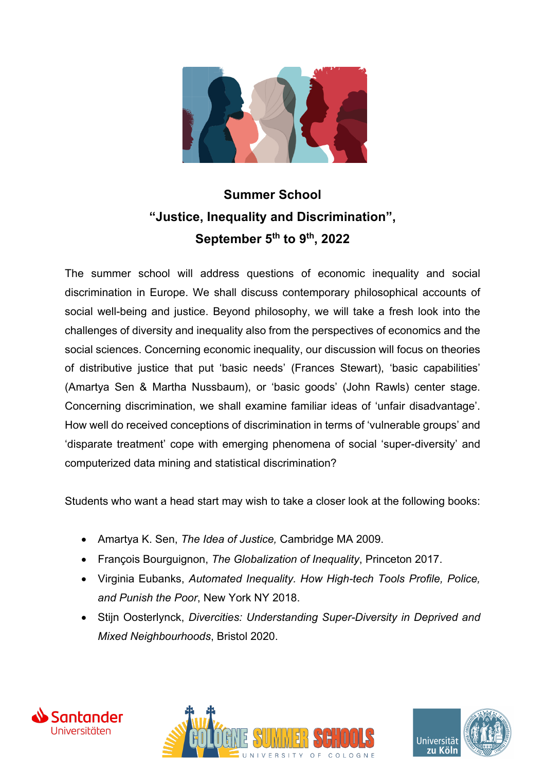# Summer School
# "Justice, Inequality and Discrimination",
# September 5th to 9th, 2022

The summer school will address questions of economic inequality and social discrimination in Europe. We shall discuss contemporary philosophical accounts of social well-being and justice. Beyond philosophy, we will take a fresh look into the challenges of diversity and inequality also from the perspectives of economics and the social sciences. Concerning economic inequality, our discussion will focus on theories of distributive justice that put 'basic needs' (Frances Stewart), 'basic capabilities' (Amartya Sen & Martha Nussbaum), or 'basic goods' (John Rawls) center stage. Concerning discrimination, we shall examine familiar ideas of 'unfair disadvantage'. How well do received conceptions of discrimination in terms of 'vulnerable groups' and 'disparate treatment' cope with emerging phenomena of social 'super-diversity' and computerized data mining and statistical discrimination?

Students who want a head start may wish to take a closer look at the following books:

- Amartya K. Sen, *The Idea of Justice,* Cambridge MA 2009.
- François Bourguignon, *The Globalization of Inequality*, Princeton 2017.
- Virginia Eubanks, *Automated Inequality. How High-tech Tools Profile, Police, and Punish the Poor*, New York NY 2018.
- Stijn Oosterlynck, *Divercities: Understanding Super-Diversity in Deprived and Mixed Neighbourhoods*, Bristol 2020.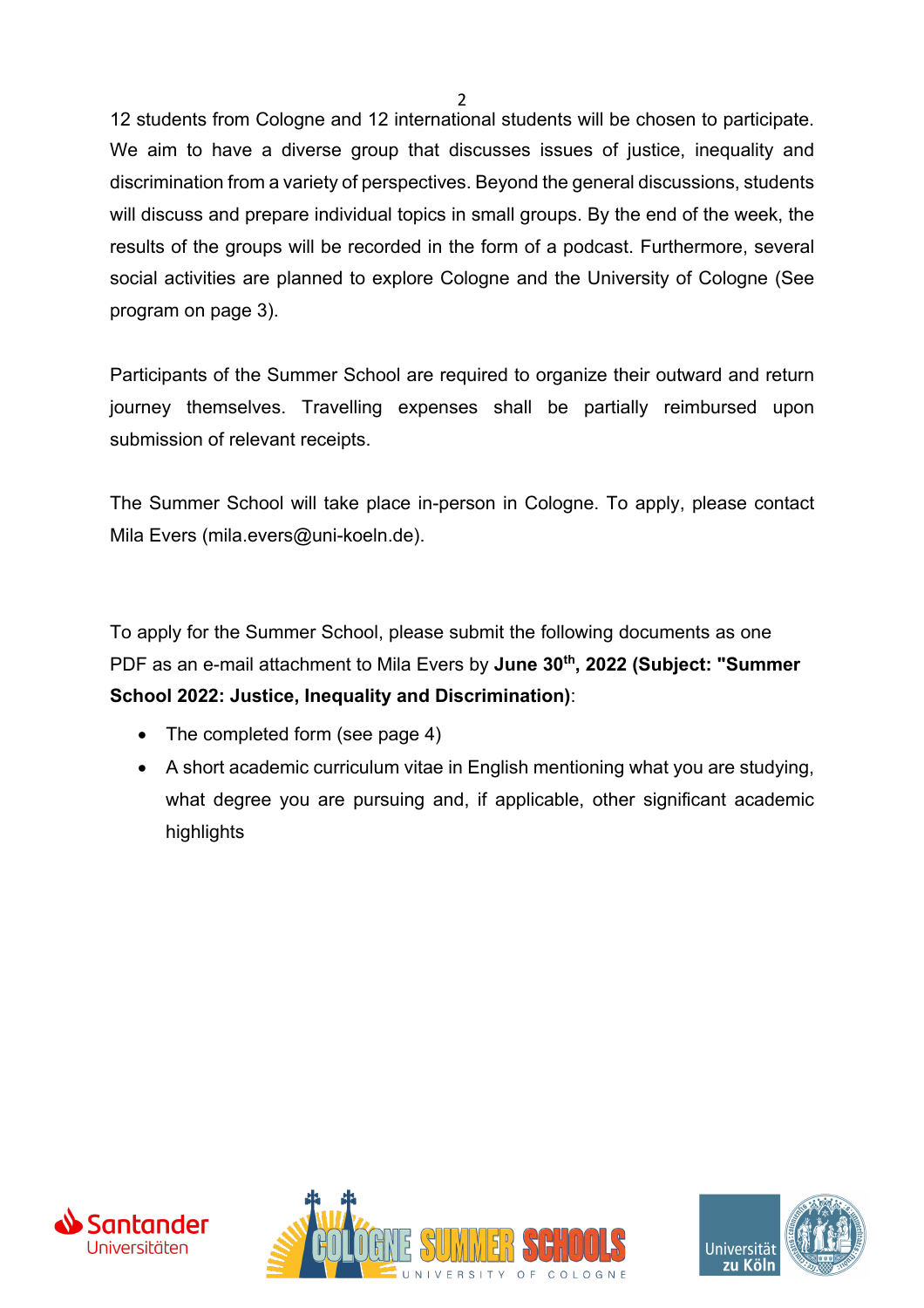12 students from Cologne and 12 international students will be chosen to participate. We aim to have a diverse group that discusses issues of justice, inequality and discrimination from a variety of perspectives. Beyond the general discussions, students will discuss and prepare individual topics in small groups. By the end of the week, the results of the groups will be recorded in the form of a podcast. Furthermore, several social activities are planned to explore Cologne and the University of Cologne (See program on page 3).

Participants of the Summer School are required to organize their outward and return journey themselves. Travelling expenses shall be partially reimbursed upon submission of relevant receipts.

The Summer School will take place in-person in Cologne. To apply, please contact Mila Evers (mila.evers@uni-koeln.de).

To apply for the Summer School, please submit the following documents as one PDF as an e-mail attachment to Mila Evers by **June 30th, 2022 (Subject: "Summer School 2022: Justice, Inequality and Discrimination)**:

- The completed form (see page 4)
- A short academic curriculum vitae in English mentioning what you are studying, what degree you are pursuing and, if applicable, other significant academic highlights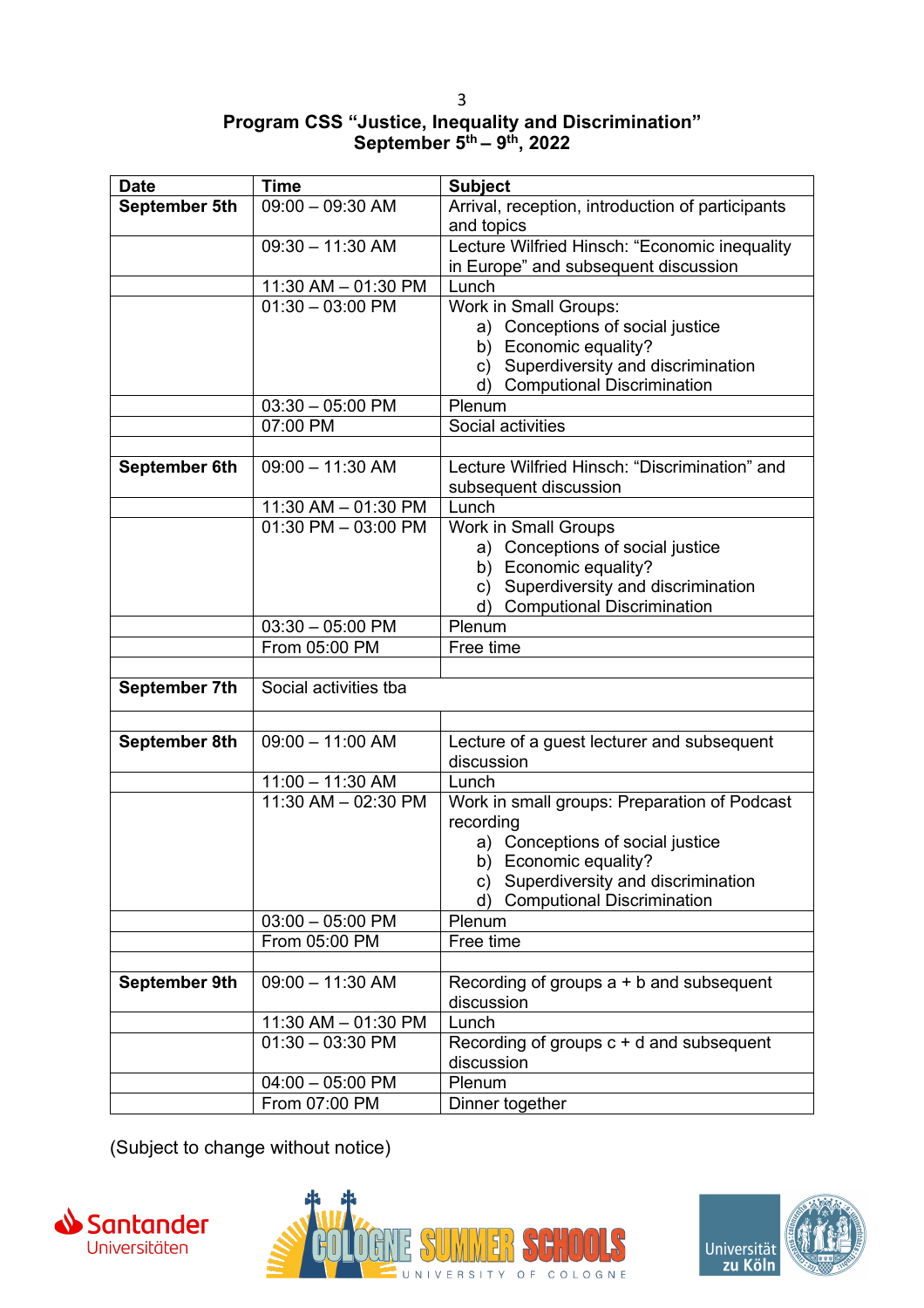**Program CSS "Justice, Inequality and Discrimination"**
**September 5th – 9th, 2022**

| Date | Time | Subject |
|---|---|---|
| **September 5th** | 09:00 – 09:30 AM | Arrival, reception, introduction of participants and topics |
| | 09:30 – 11:30 AM | Lecture Wilfried Hinsch: "Economic inequality in Europe" and subsequent discussion |
| | 11:30 AM – 01:30 PM | Lunch |
| | 01:30 – 03:00 PM | Work in Small Groups:<br>a) Conceptions of social justice<br>b) Economic equality?<br>c) Superdiversity and discrimination<br>d) Computional Discrimination |
| | 03:30 – 05:00 PM | Plenum |
| | 07:00 PM | Social activities |
| | | |
| **September 6th** | 09:00 – 11:30 AM | Lecture Wilfried Hinsch: "Discrimination" and subsequent discussion |
| | 11:30 AM – 01:30 PM | Lunch |
| | 01:30 PM – 03:00 PM | Work in Small Groups<br>a) Conceptions of social justice<br>b) Economic equality?<br>c) Superdiversity and discrimination<br>d) Computional Discrimination |
| | 03:30 – 05:00 PM | Plenum |
| | From 05:00 PM | Free time |
| | | |
| **September 7th** | Social activities tba | |
| | | |
| **September 8th** | 09:00 – 11:00 AM | Lecture of a guest lecturer and subsequent discussion |
| | 11:00 – 11:30 AM | Lunch |
| | 11:30 AM – 02:30 PM | Work in small groups: Preparation of Podcast recording<br>a) Conceptions of social justice<br>b) Economic equality?<br>c) Superdiversity and discrimination<br>d) Computional Discrimination |
| | 03:00 – 05:00 PM | Plenum |
| | From 05:00 PM | Free time |
| | | |
| **September 9th** | 09:00 – 11:30 AM | Recording of groups a + b and subsequent discussion |
| | 11:30 AM – 01:30 PM | Lunch |
| | 01:30 – 03:30 PM | Recording of groups c + d and subsequent discussion |
| | 04:00 – 05:00 PM | Plenum |
| | From 07:00 PM | Dinner together |

(Subject to change without notice)

Santander Universitäten

COLOGNE SUMMER SCHOOLS UNIVERSITY OF COLOGNE

Universität zu Köln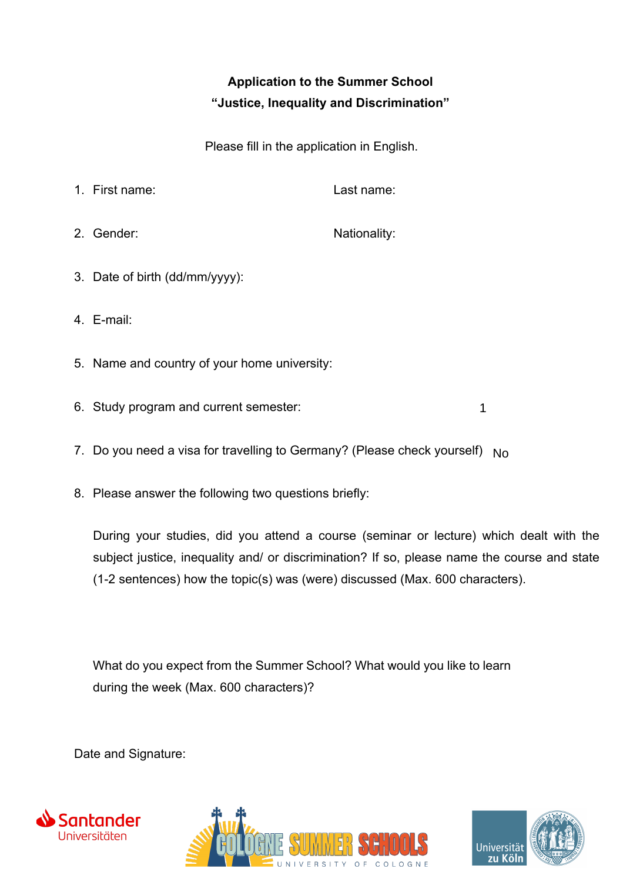**Application to the Summer School**
**"Justice, Inequality and Discrimination"**

Please fill in the application in English.

1. First name: Last name:

2. Gender: Nationality:

3. Date of birth (dd/mm/yyyy):

4. E-mail:

5. Name and country of your home university:

6. Study program and current semester: 1

7. Do you need a visa for travelling to Germany? (Please check yourself) No

8. Please answer the following two questions briefly:

   During your studies, did you attend a course (seminar or lecture) which dealt with the subject justice, inequality and/ or discrimination? If so, please name the course and state (1-2 sentences) how the topic(s) was (were) discussed (Max. 600 characters).

   What do you expect from the Summer School? What would you like to learn during the week (Max. 600 characters)?

Date and Signature:

Santander Universitäten

COLOGNE SUMMER SCHOOLS UNIVERSITY OF COLOGNE

Universität zu Köln